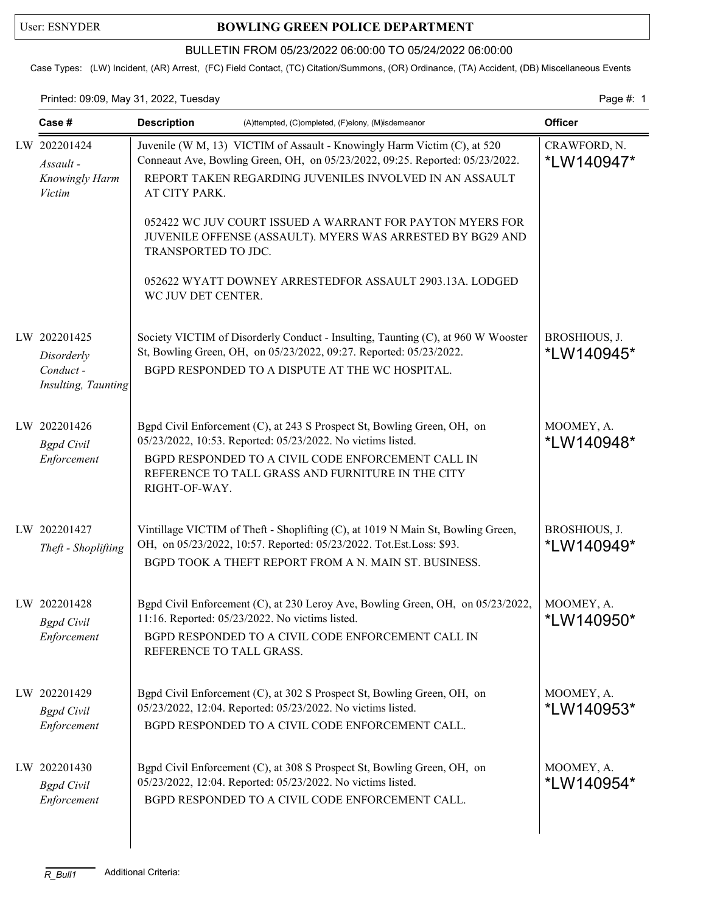User: ESNYDER

# BOWLING GREEN POLICE DEPARTMENT

## BULLETIN FROM 05/23/2022 06:00:00 TO 05/24/2022 06:00:00

Case Types: (LW) Incident, (AR) Arrest, (FC) Field Contact, (TC) Citation/Summons, (OR) Ordinance, (TA) Accident, (DB) Miscellaneous Events

Printed: 09:09, May 31, 2022, Tuesday

| Case # | Description (A)ttempted, (C)ompleted, (F)elony, (M)isdemeanor | Officer |
|---|---|---|
| LW 202201424 *Assault - Knowingly Harm Victim* | Juvenile (W M, 13) VICTIM of Assault - Knowingly Harm Victim (C), at 520 Conneaut Ave, Bowling Green, OH, on 05/23/2022, 09:25. Reported: 05/23/2022. REPORT TAKEN REGARDING JUVENILES INVOLVED IN AN ASSAULT AT CITY PARK. 052422 WC JUV COURT ISSUED A WARRANT FOR PAYTON MYERS FOR JUVENILE OFFENSE (ASSAULT). MYERS WAS ARRESTED BY BG29 AND TRANSPORTED TO JDC. 052622 WYATT DOWNEY ARRESTEDFOR ASSAULT 2903.13A. LODGED WC JUV DET CENTER. | CRAWFORD, N. *LW140947* |
| LW 202201425 *Disorderly Conduct - Insulting, Taunting* | Society VICTIM of Disorderly Conduct - Insulting, Taunting (C), at 960 W Wooster St, Bowling Green, OH, on 05/23/2022, 09:27. Reported: 05/23/2022. BGPD RESPONDED TO A DISPUTE AT THE WC HOSPITAL. | BROSHIOUS, J. *LW140945* |
| LW 202201426 *Bgpd Civil Enforcement* | Bgpd Civil Enforcement (C), at 243 S Prospect St, Bowling Green, OH, on 05/23/2022, 10:53. Reported: 05/23/2022. No victims listed. BGPD RESPONDED TO A CIVIL CODE ENFORCEMENT CALL IN REFERENCE TO TALL GRASS AND FURNITURE IN THE CITY RIGHT-OF-WAY. | MOOMEY, A. *LW140948* |
| LW 202201427 *Theft - Shoplifting* | Vintillage VICTIM of Theft - Shoplifting (C), at 1019 N Main St, Bowling Green, OH, on 05/23/2022, 10:57. Reported: 05/23/2022. Tot.Est.Loss: $93. BGPD TOOK A THEFT REPORT FROM A N. MAIN ST. BUSINESS. | BROSHIOUS, J. *LW140949* |
| LW 202201428 *Bgpd Civil Enforcement* | Bgpd Civil Enforcement (C), at 230 Leroy Ave, Bowling Green, OH, on 05/23/2022, 11:16. Reported: 05/23/2022. No victims listed. BGPD RESPONDED TO A CIVIL CODE ENFORCEMENT CALL IN REFERENCE TO TALL GRASS. | MOOMEY, A. *LW140950* |
| LW 202201429 *Bgpd Civil Enforcement* | Bgpd Civil Enforcement (C), at 302 S Prospect St, Bowling Green, OH, on 05/23/2022, 12:04. Reported: 05/23/2022. No victims listed. BGPD RESPONDED TO A CIVIL CODE ENFORCEMENT CALL. | MOOMEY, A. *LW140953* |
| LW 202201430 *Bgpd Civil Enforcement* | Bgpd Civil Enforcement (C), at 308 S Prospect St, Bowling Green, OH, on 05/23/2022, 12:04. Reported: 05/23/2022. No victims listed. BGPD RESPONDED TO A CIVIL CODE ENFORCEMENT CALL. | MOOMEY, A. *LW140954* |

R_Bull1 Additional Criteria: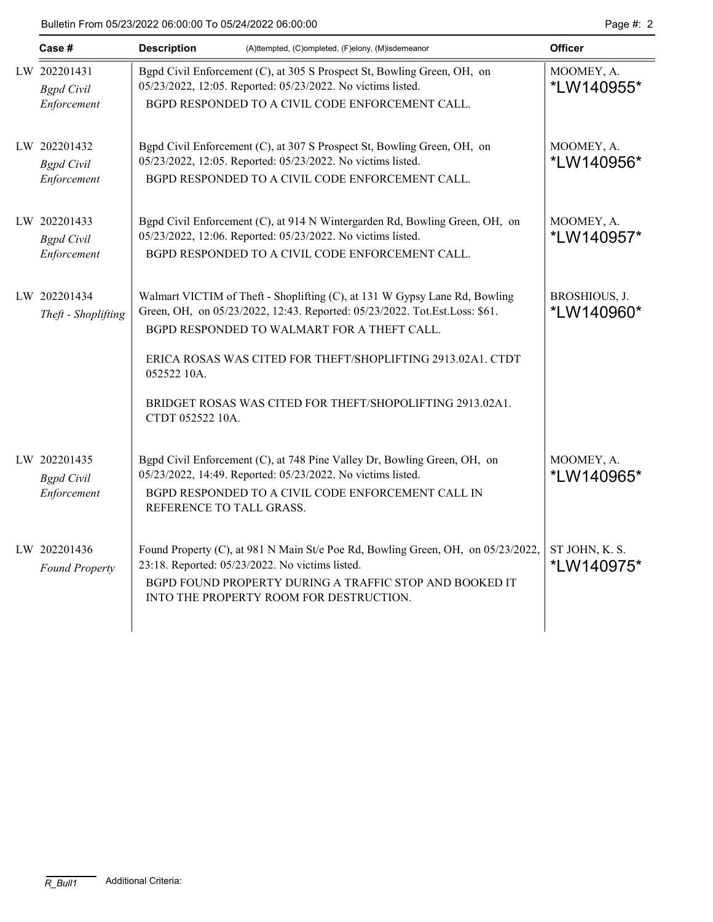| Case # | Description (A)ttempted, (C)ompleted, (F)elony, (M)isdemeanor | Officer |
|---|---|---|
| LW 202201431 *Bgpd Civil Enforcement* | Bgpd Civil Enforcement (C), at 305 S Prospect St, Bowling Green, OH, on 05/23/2022, 12:05. Reported: 05/23/2022. No victims listed. BGPD RESPONDED TO A CIVIL CODE ENFORCEMENT CALL. | MOOMEY, A. *LW140955* |
| LW 202201432 *Bgpd Civil Enforcement* | Bgpd Civil Enforcement (C), at 307 S Prospect St, Bowling Green, OH, on 05/23/2022, 12:05. Reported: 05/23/2022. No victims listed. BGPD RESPONDED TO A CIVIL CODE ENFORCEMENT CALL. | MOOMEY, A. *LW140956* |
| LW 202201433 *Bgpd Civil Enforcement* | Bgpd Civil Enforcement (C), at 914 N Wintergarden Rd, Bowling Green, OH, on 05/23/2022, 12:06. Reported: 05/23/2022. No victims listed. BGPD RESPONDED TO A CIVIL CODE ENFORCEMENT CALL. | MOOMEY, A. *LW140957* |
| LW 202201434 *Theft - Shoplifting* | Walmart VICTIM of Theft - Shoplifting (C), at 131 W Gypsy Lane Rd, Bowling Green, OH, on 05/23/2022, 12:43. Reported: 05/23/2022. Tot.Est.Loss: $61. BGPD RESPONDED TO WALMART FOR A THEFT CALL. ERICA ROSAS WAS CITED FOR THEFT/SHOPLIFTING 2913.02A1. CTDT 052522 10A. BRIDGET ROSAS WAS CITED FOR THEFT/SHOPOLIFTING 2913.02A1. CTDT 052522 10A. | BROSHIOUS, J. *LW140960* |
| LW 202201435 *Bgpd Civil Enforcement* | Bgpd Civil Enforcement (C), at 748 Pine Valley Dr, Bowling Green, OH, on 05/23/2022, 14:49. Reported: 05/23/2022. No victims listed. BGPD RESPONDED TO A CIVIL CODE ENFORCEMENT CALL IN REFERENCE TO TALL GRASS. | MOOMEY, A. *LW140965* |
| LW 202201436 *Found Property* | Found Property (C), at 981 N Main St/e Poe Rd, Bowling Green, OH, on 05/23/2022, 23:18. Reported: 05/23/2022. No victims listed. BGPD FOUND PROPERTY DURING A TRAFFIC STOP AND BOOKED IT INTO THE PROPERTY ROOM FOR DESTRUCTION. | ST JOHN, K. S. *LW140975* |

R_Bull1 Additional Criteria: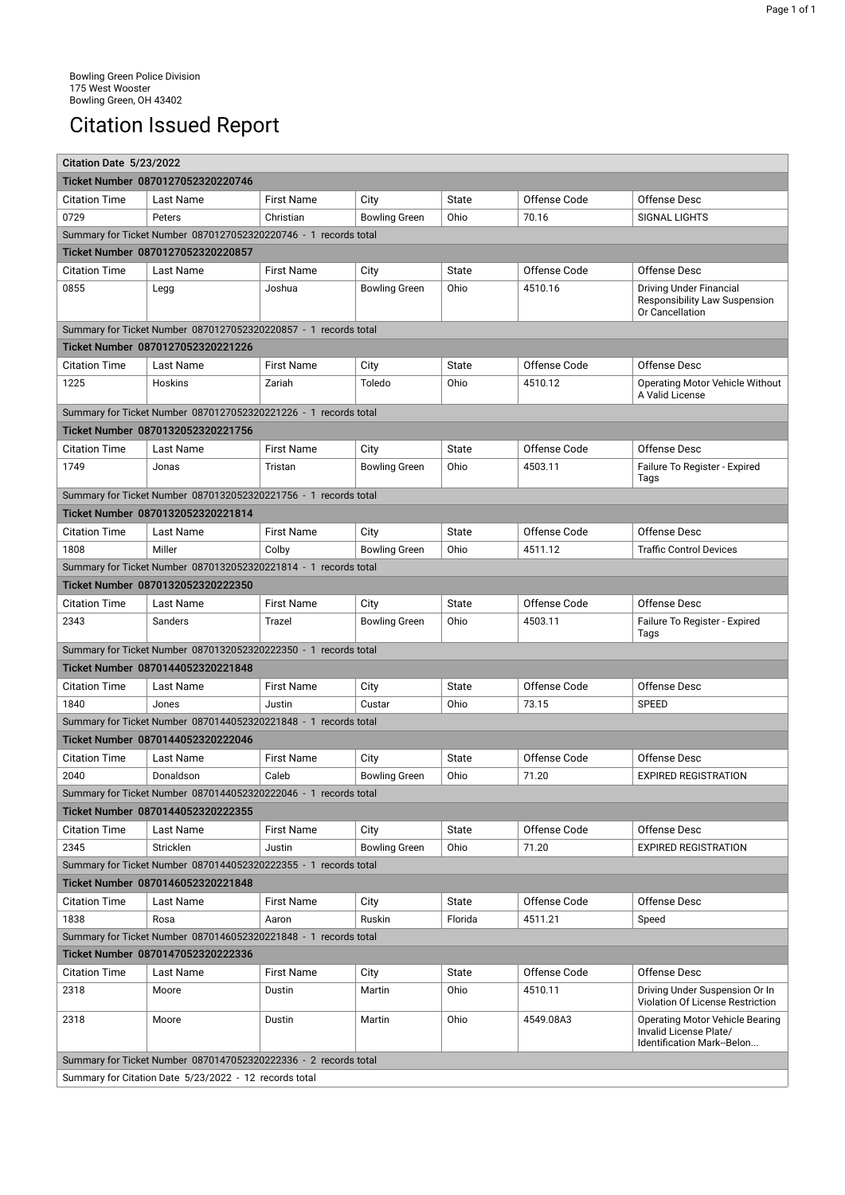Bowling Green Police Division
175 West Wooster
Bowling Green, OH 43402

# Citation Issued Report

| Citation Time | Last Name | First Name | City | State | Offense Code | Offense Desc |
|---|---|---|---|---|---|---|
| **Citation Date 5/23/2022** | | | | | | |
| **Ticket Number 08701270523202207 46** | | | | | | |
| 0729 | Peters | Christian | Bowling Green | Ohio | 70.16 | SIGNAL LIGHTS |
| Summary for Ticket Number 0870127052320220746 - 1 records total | | | | | | |
| **Ticket Number 0870127052320220857** | | | | | | |
| 0855 | Legg | Joshua | Bowling Green | Ohio | 4510.16 | Driving Under Financial Responsibility Law Suspension Or Cancellation |
| Summary for Ticket Number 0870127052320220857 - 1 records total | | | | | | |
| **Ticket Number 0870127052320221226** | | | | | | |
| 1225 | Hoskins | Zariah | Toledo | Ohio | 4510.12 | Operating Motor Vehicle Without A Valid License |
| Summary for Ticket Number 0870127052320221226 - 1 records total | | | | | | |
| **Ticket Number 0870132052320221756** | | | | | | |
| 1749 | Jonas | Tristan | Bowling Green | Ohio | 4503.11 | Failure To Register - Expired Tags |
| Summary for Ticket Number 0870132052320221756 - 1 records total | | | | | | |
| **Ticket Number 0870132052320221814** | | | | | | |
| 1808 | Miller | Colby | Bowling Green | Ohio | 4511.12 | Traffic Control Devices |
| Summary for Ticket Number 0870132052320221814 - 1 records total | | | | | | |
| **Ticket Number 0870132052320222350** | | | | | | |
| 2343 | Sanders | Trazel | Bowling Green | Ohio | 4503.11 | Failure To Register - Expired Tags |
| Summary for Ticket Number 0870132052320222350 - 1 records total | | | | | | |
| **Ticket Number 0870144052320221848** | | | | | | |
| 1840 | Jones | Justin | Custar | Ohio | 73.15 | SPEED |
| Summary for Ticket Number 0870144052320221848 - 1 records total | | | | | | |
| **Ticket Number 0870144052320222046** | | | | | | |
| 2040 | Donaldson | Caleb | Bowling Green | Ohio | 71.20 | EXPIRED REGISTRATION |
| Summary for Ticket Number 0870144052320222046 - 1 records total | | | | | | |
| **Ticket Number 0870144052320222355** | | | | | | |
| 2345 | Stricklen | Justin | Bowling Green | Ohio | 71.20 | EXPIRED REGISTRATION |
| Summary for Ticket Number 0870144052320222355 - 1 records total | | | | | | |
| **Ticket Number 0870146052320221848** | | | | | | |
| 1838 | Rosa | Aaron | Ruskin | Florida | 4511.21 | Speed |
| Summary for Ticket Number 0870146052320221848 - 1 records total | | | | | | |
| **Ticket Number 0870147052320222336** | | | | | | |
| 2318 | Moore | Dustin | Martin | Ohio | 4510.11 | Driving Under Suspension Or In Violation Of License Restriction |
| 2318 | Moore | Dustin | Martin | Ohio | 4549.08A3 | Operating Motor Vehicle Bearing Invalid License Plate/ Identification Mark--Belon... |
| Summary for Ticket Number 0870147052320222336 - 2 records total | | | | | | |
| Summary for Citation Date 5/23/2022 - 12 records total | | | | | | |